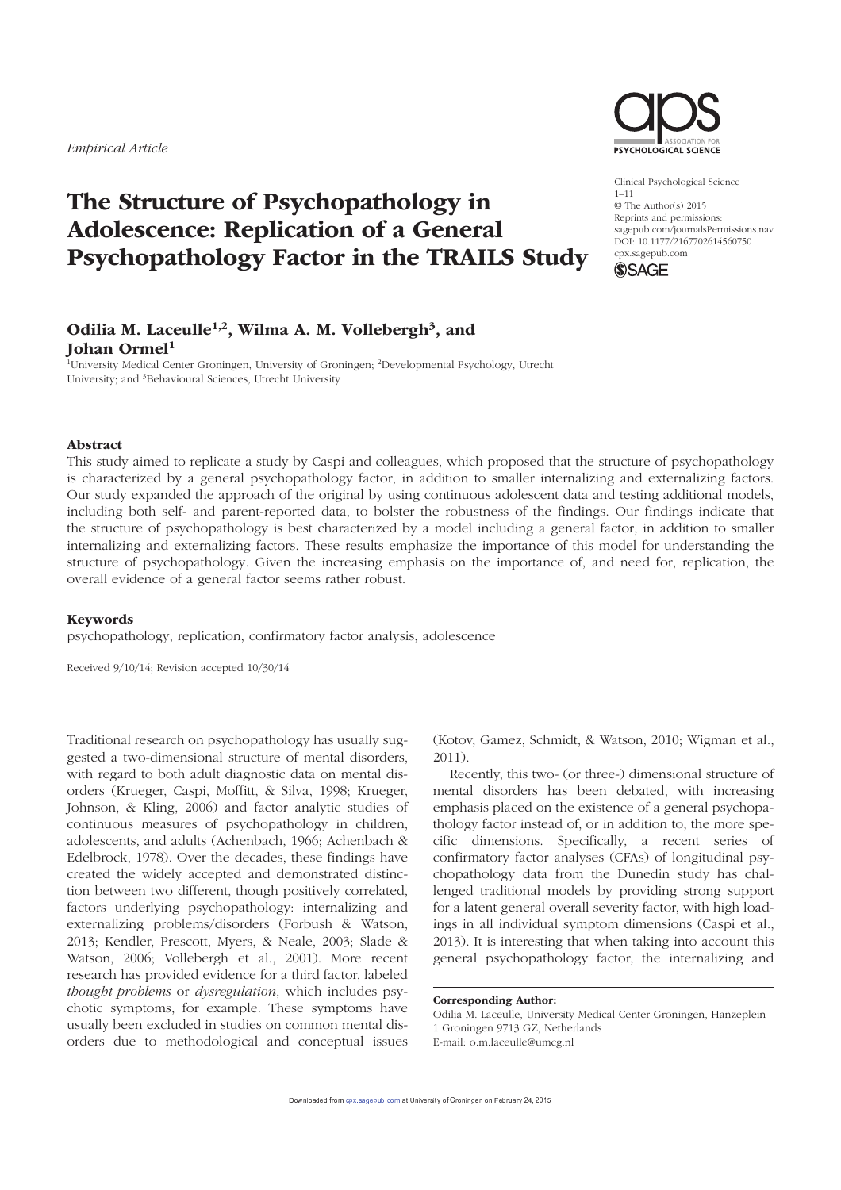*Empirical Article*

# The Structure of Psychopathology in Adolescence: Replication of a General Psychopathology Factor in the TRAILS Study

Clinical Psychological Science
© The Author(s) 2015
Reprints and permissions: sagepub.com/journalsPermissions.nav
DOI: 10.1177/2167702614560750
cpx.sagepub.com

**Odilia M. Laceulle[1,2], Wilma A. M. Vollebergh[3], and Johan Ormel[1]**

[1]University Medical Center Groningen, University of Groningen; [2]Developmental Psychology, Utrecht University; and [3]Behavioural Sciences, Utrecht University

## Abstract

This study aimed to replicate a study by Caspi and colleagues, which proposed that the structure of psychopathology is characterized by a general psychopathology factor, in addition to smaller internalizing and externalizing factors. Our study expanded the approach of the original by using continuous adolescent data and testing additional models, including both self- and parent-reported data, to bolster the robustness of the findings. Our findings indicate that the structure of psychopathology is best characterized by a model including a general factor, in addition to smaller internalizing and externalizing factors. These results emphasize the importance of this model for understanding the structure of psychopathology. Given the increasing emphasis on the importance of, and need for, replication, the overall evidence of a general factor seems rather robust.

## Keywords

psychopathology, replication, confirmatory factor analysis, adolescence

Received 9/10/14; Revision accepted 10/30/14

Traditional research on psychopathology has usually suggested a two-dimensional structure of mental disorders, with regard to both adult diagnostic data on mental disorders (Krueger, Caspi, Moffitt, & Silva, 1998; Krueger, Johnson, & Kling, 2006) and factor analytic studies of continuous measures of psychopathology in children, adolescents, and adults (Achenbach, 1966; Achenbach & Edelbrock, 1978). Over the decades, these findings have created the widely accepted and demonstrated distinction between two different, though positively correlated, factors underlying psychopathology: internalizing and externalizing problems/disorders (Forbush & Watson, 2013; Kendler, Prescott, Myers, & Neale, 2003; Slade & Watson, 2006; Vollebergh et al., 2001). More recent research has provided evidence for a third factor, labeled *thought problems* or *dysregulation*, which includes psychotic symptoms, for example. These symptoms have usually been excluded in studies on common mental disorders due to methodological and conceptual issues (Kotov, Gamez, Schmidt, & Watson, 2010; Wigman et al., 2011).

Recently, this two- (or three-) dimensional structure of mental disorders has been debated, with increasing emphasis placed on the existence of a general psychopathology factor instead of, or in addition to, the more specific dimensions. Specifically, a recent series of confirmatory factor analyses (CFAs) of longitudinal psychopathology data from the Dunedin study has challenged traditional models by providing strong support for a latent general overall severity factor, with high loadings in all individual symptom dimensions (Caspi et al., 2013). It is interesting that when taking into account this general psychopathology factor, the internalizing and

**Corresponding Author:**
Odilia M. Laceulle, University Medical Center Groningen, Hanzeplein 1 Groningen 9713 GZ, Netherlands
E-mail: o.m.laceulle@umcg.nl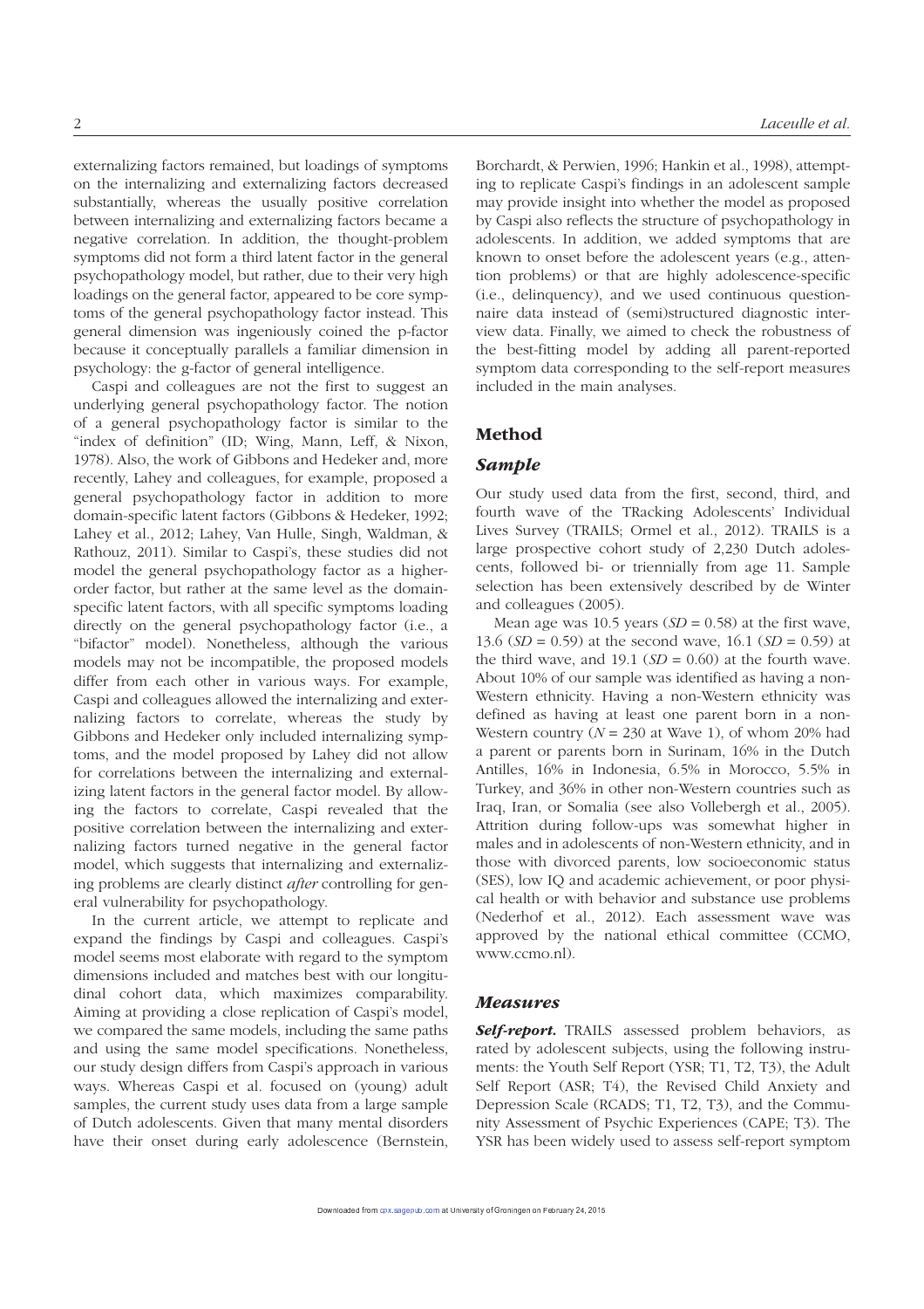externalizing factors remained, but loadings of symptoms on the internalizing and externalizing factors decreased substantially, whereas the usually positive correlation between internalizing and externalizing factors became a negative correlation. In addition, the thought-problem symptoms did not form a third latent factor in the general psychopathology model, but rather, due to their very high loadings on the general factor, appeared to be core symptoms of the general psychopathology factor instead. This general dimension was ingeniously coined the p-factor because it conceptually parallels a familiar dimension in psychology: the g-factor of general intelligence.

Caspi and colleagues are not the first to suggest an underlying general psychopathology factor. The notion of a general psychopathology factor is similar to the "index of definition" (ID; Wing, Mann, Leff, & Nixon, 1978). Also, the work of Gibbons and Hedeker and, more recently, Lahey and colleagues, for example, proposed a general psychopathology factor in addition to more domain-specific latent factors (Gibbons & Hedeker, 1992; Lahey et al., 2012; Lahey, Van Hulle, Singh, Waldman, & Rathouz, 2011). Similar to Caspi's, these studies did not model the general psychopathology factor as a higher-order factor, but rather at the same level as the domain-specific latent factors, with all specific symptoms loading directly on the general psychopathology factor (i.e., a "bifactor" model). Nonetheless, although the various models may not be incompatible, the proposed models differ from each other in various ways. For example, Caspi and colleagues allowed the internalizing and externalizing factors to correlate, whereas the study by Gibbons and Hedeker only included internalizing symptoms, and the model proposed by Lahey did not allow for correlations between the internalizing and externalizing latent factors in the general factor model. By allowing the factors to correlate, Caspi revealed that the positive correlation between the internalizing and externalizing factors turned negative in the general factor model, which suggests that internalizing and externalizing problems are clearly distinct *after* controlling for general vulnerability for psychopathology.

In the current article, we attempt to replicate and expand the findings by Caspi and colleagues. Caspi's model seems most elaborate with regard to the symptom dimensions included and matches best with our longitudinal cohort data, which maximizes comparability. Aiming at providing a close replication of Caspi's model, we compared the same models, including the same paths and using the same model specifications. Nonetheless, our study design differs from Caspi's approach in various ways. Whereas Caspi et al. focused on (young) adult samples, the current study uses data from a large sample of Dutch adolescents. Given that many mental disorders have their onset during early adolescence (Bernstein, Borchardt, & Perwien, 1996; Hankin et al., 1998), attempting to replicate Caspi's findings in an adolescent sample may provide insight into whether the model as proposed by Caspi also reflects the structure of psychopathology in adolescents. In addition, we added symptoms that are known to onset before the adolescent years (e.g., attention problems) or that are highly adolescence-specific (i.e., delinquency), and we used continuous questionnaire data instead of (semi)structured diagnostic interview data. Finally, we aimed to check the robustness of the best-fitting model by adding all parent-reported symptom data corresponding to the self-report measures included in the main analyses.

## Method

### Sample

Our study used data from the first, second, third, and fourth wave of the TRacking Adolescents' Individual Lives Survey (TRAILS; Ormel et al., 2012). TRAILS is a large prospective cohort study of 2,230 Dutch adolescents, followed bi- or triennially from age 11. Sample selection has been extensively described by de Winter and colleagues (2005).

Mean age was 10.5 years (*SD* = 0.58) at the first wave, 13.6 (*SD* = 0.59) at the second wave, 16.1 (*SD* = 0.59) at the third wave, and 19.1 (*SD* = 0.60) at the fourth wave. About 10% of our sample was identified as having a non-Western ethnicity. Having a non-Western ethnicity was defined as having at least one parent born in a non-Western country (*N* = 230 at Wave 1), of whom 20% had a parent or parents born in Surinam, 16% in the Dutch Antilles, 16% in Indonesia, 6.5% in Morocco, 5.5% in Turkey, and 36% in other non-Western countries such as Iraq, Iran, or Somalia (see also Vollebergh et al., 2005). Attrition during follow-ups was somewhat higher in males and in adolescents of non-Western ethnicity, and in those with divorced parents, low socioeconomic status (SES), low IQ and academic achievement, or poor physical health or with behavior and substance use problems (Nederhof et al., 2012). Each assessment wave was approved by the national ethical committee (CCMO, www.ccmo.nl).

### Measures

***Self-report.*** TRAILS assessed problem behaviors, as rated by adolescent subjects, using the following instruments: the Youth Self Report (YSR; T1, T2, T3), the Adult Self Report (ASR; T4), the Revised Child Anxiety and Depression Scale (RCADS; T1, T2, T3), and the Community Assessment of Psychic Experiences (CAPE; T3). The YSR has been widely used to assess self-report symptom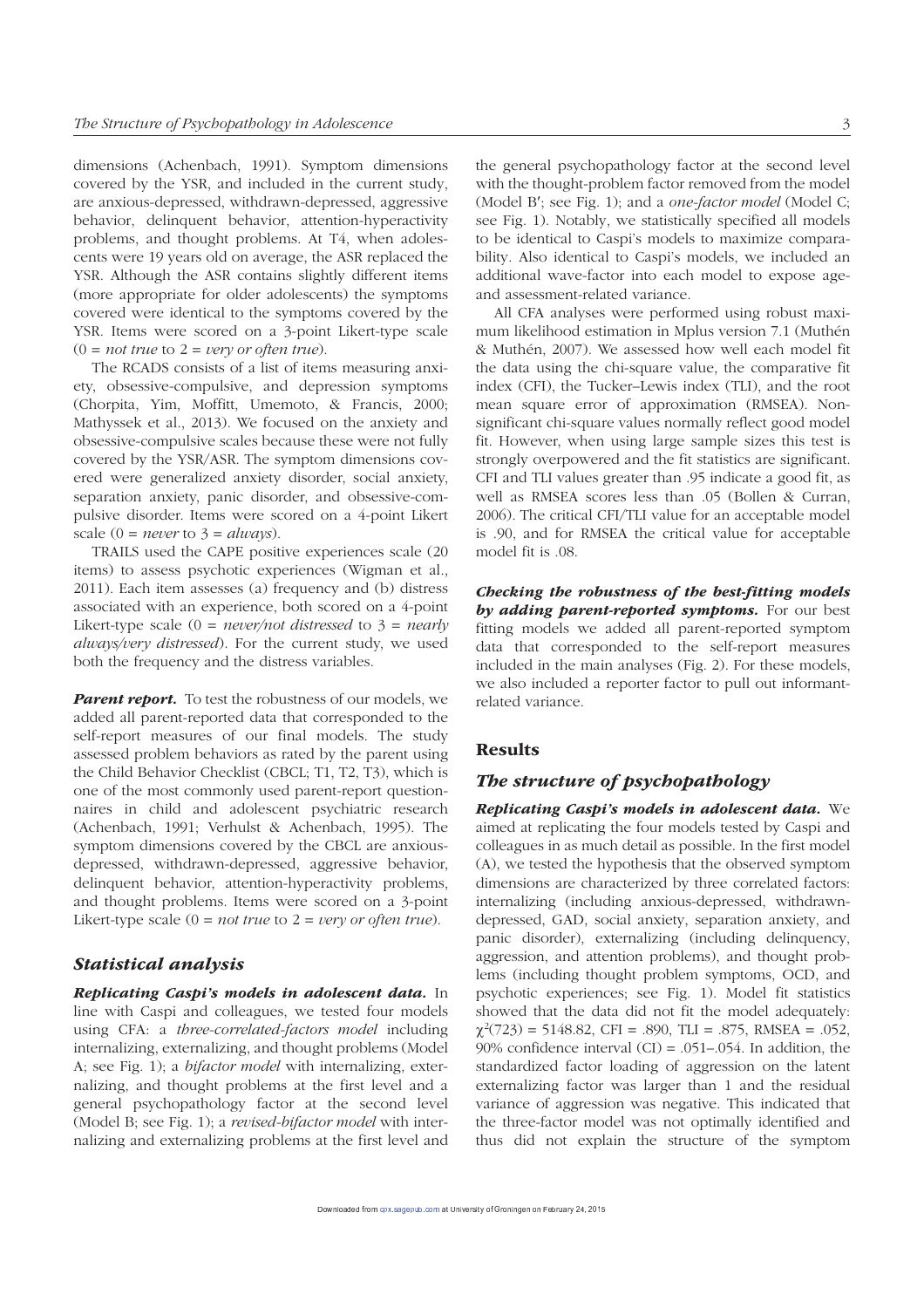dimensions (Achenbach, 1991). Symptom dimensions covered by the YSR, and included in the current study, are anxious-depressed, withdrawn-depressed, aggressive behavior, delinquent behavior, attention-hyperactivity problems, and thought problems. At T4, when adolescents were 19 years old on average, the ASR replaced the YSR. Although the ASR contains slightly different items (more appropriate for older adolescents) the symptoms covered were identical to the symptoms covered by the YSR. Items were scored on a 3-point Likert-type scale (0 = *not true* to 2 = *very or often true*).

The RCADS consists of a list of items measuring anxiety, obsessive-compulsive, and depression symptoms (Chorpita, Yim, Moffitt, Umemoto, & Francis, 2000; Mathyssek et al., 2013). We focused on the anxiety and obsessive-compulsive scales because these were not fully covered by the YSR/ASR. The symptom dimensions covered were generalized anxiety disorder, social anxiety, separation anxiety, panic disorder, and obsessive-compulsive disorder. Items were scored on a 4-point Likert scale (0 = *never* to 3 = *always*).

TRAILS used the CAPE positive experiences scale (20 items) to assess psychotic experiences (Wigman et al., 2011). Each item assesses (a) frequency and (b) distress associated with an experience, both scored on a 4-point Likert-type scale (0 = *never/not distressed* to 3 = *nearly always/very distressed*). For the current study, we used both the frequency and the distress variables.

***Parent report.*** To test the robustness of our models, we added all parent-reported data that corresponded to the self-report measures of our final models. The study assessed problem behaviors as rated by the parent using the Child Behavior Checklist (CBCL; T1, T2, T3), which is one of the most commonly used parent-report questionnaires in child and adolescent psychiatric research (Achenbach, 1991; Verhulst & Achenbach, 1995). The symptom dimensions covered by the CBCL are anxious-depressed, withdrawn-depressed, aggressive behavior, delinquent behavior, attention-hyperactivity problems, and thought problems. Items were scored on a 3-point Likert-type scale (0 = *not true* to 2 = *very or often true*).

### *Statistical analysis*

***Replicating Caspi's models in adolescent data.*** In line with Caspi and colleagues, we tested four models using CFA: a *three-correlated-factors model* including internalizing, externalizing, and thought problems (Model A; see Fig. 1); a *bifactor model* with internalizing, externalizing, and thought problems at the first level and a general psychopathology factor at the second level (Model B; see Fig. 1); a *revised-bifactor model* with internalizing and externalizing problems at the first level and the general psychopathology factor at the second level with the thought-problem factor removed from the model (Model B′; see Fig. 1); and a *one-factor model* (Model C; see Fig. 1). Notably, we statistically specified all models to be identical to Caspi's models to maximize comparability. Also identical to Caspi's models, we included an additional wave-factor into each model to expose age- and assessment-related variance.

All CFA analyses were performed using robust maximum likelihood estimation in Mplus version 7.1 (Muthén & Muthén, 2007). We assessed how well each model fit the data using the chi-square value, the comparative fit index (CFI), the Tucker–Lewis index (TLI), and the root mean square error of approximation (RMSEA). Non-significant chi-square values normally reflect good model fit. However, when using large sample sizes this test is strongly overpowered and the fit statistics are significant. CFI and TLI values greater than .95 indicate a good fit, as well as RMSEA scores less than .05 (Bollen & Curran, 2006). The critical CFI/TLI value for an acceptable model is .90, and for RMSEA the critical value for acceptable model fit is .08.

***Checking the robustness of the best-fitting models by adding parent-reported symptoms.*** For our best fitting models we added all parent-reported symptom data that corresponded to the self-report measures included in the main analyses (Fig. 2). For these models, we also included a reporter factor to pull out informant-related variance.

## Results

### *The structure of psychopathology*

***Replicating Caspi's models in adolescent data.*** We aimed at replicating the four models tested by Caspi and colleagues in as much detail as possible. In the first model (A), we tested the hypothesis that the observed symptom dimensions are characterized by three correlated factors: internalizing (including anxious-depressed, withdrawn-depressed, GAD, social anxiety, separation anxiety, and panic disorder), externalizing (including delinquency, aggression, and attention problems), and thought problems (including thought problem symptoms, OCD, and psychotic experiences; see Fig. 1). Model fit statistics showed that the data did not fit the model adequately: $\chi^2(723) = 5148.82$, CFI = .890, TLI = .875, RMSEA = .052, 90% confidence interval (CI) = .051–.054. In addition, the standardized factor loading of aggression on the latent externalizing factor was larger than 1 and the residual variance of aggression was negative. This indicated that the three-factor model was not optimally identified and thus did not explain the structure of the symptom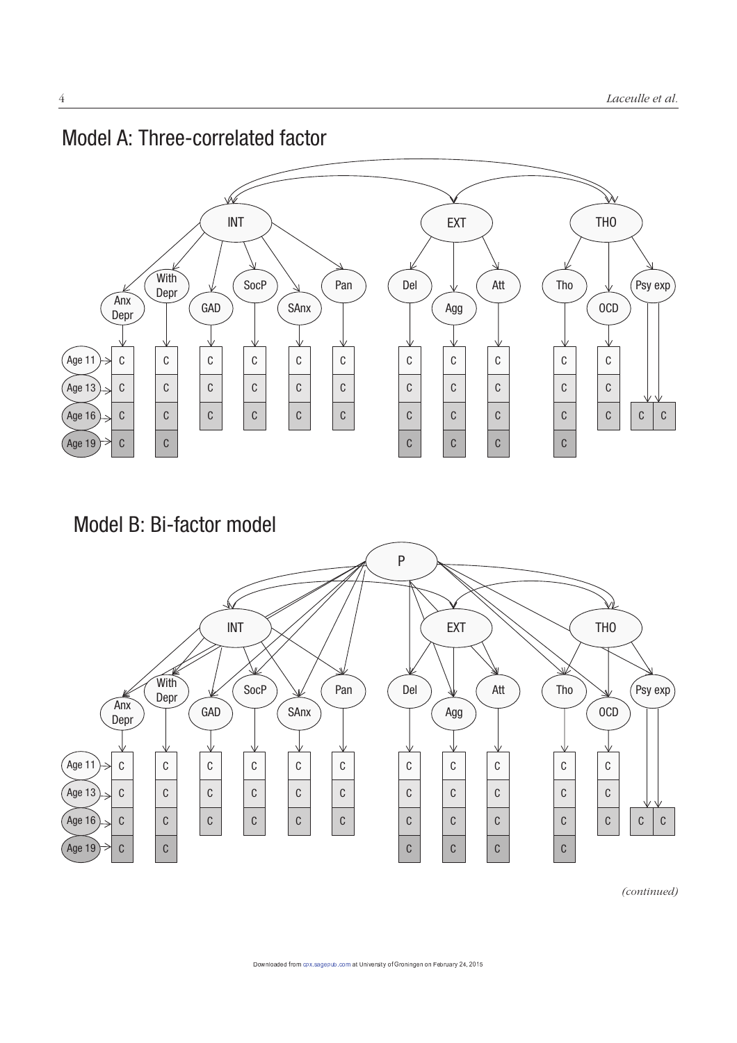## Model A: Three-correlated factor

## Model B: Bi-factor model

*(continued)*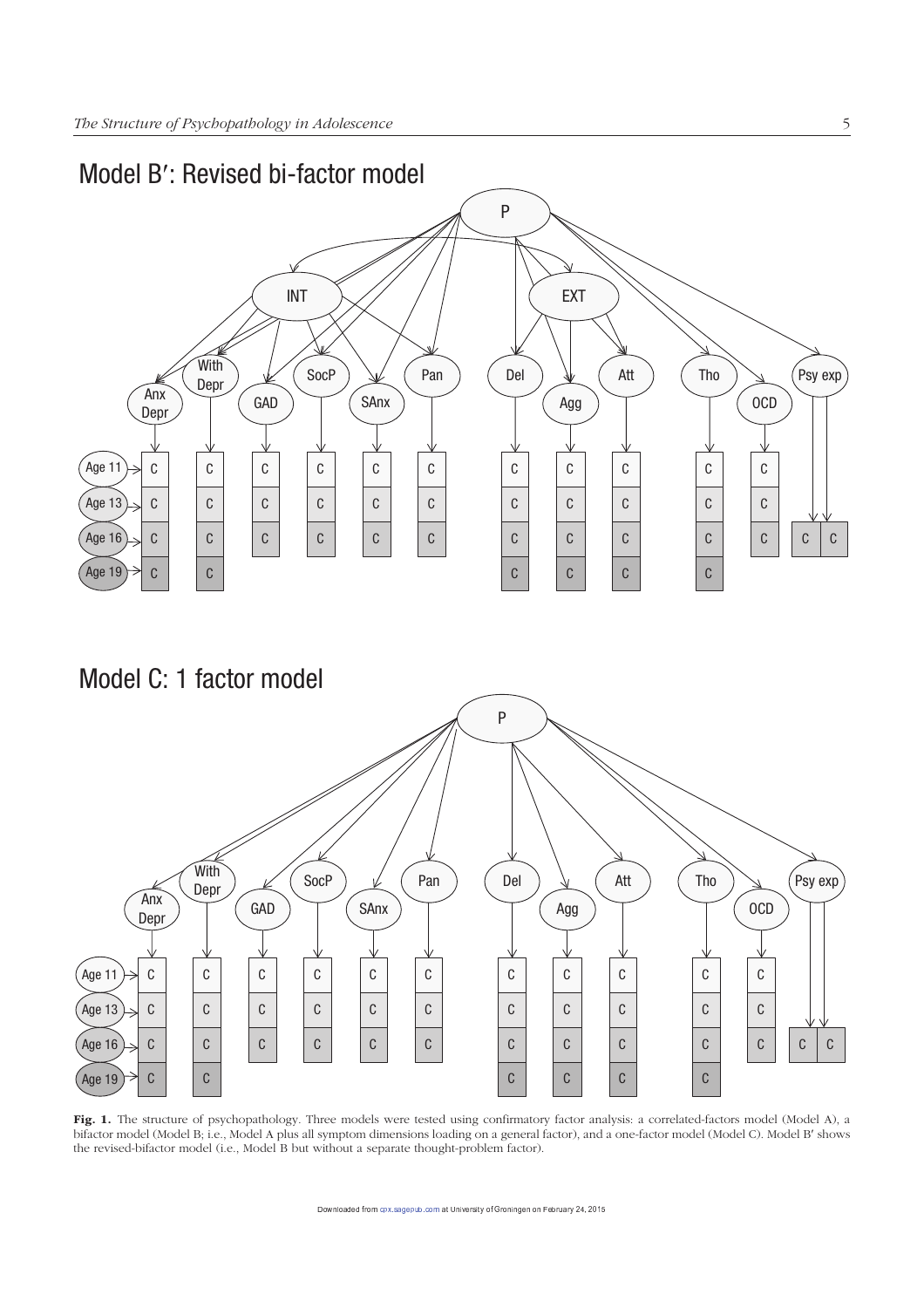## Model B′: Revised bi-factor model

## Model C: 1 factor model

**Fig. 1.** The structure of psychopathology. Three models were tested using confirmatory factor analysis: a correlated-factors model (Model A), a bifactor model (Model B; i.e., Model A plus all symptom dimensions loading on a general factor), and a one-factor model (Model C). Model B′ shows the revised-bifactor model (i.e., Model B but without a separate thought-problem factor).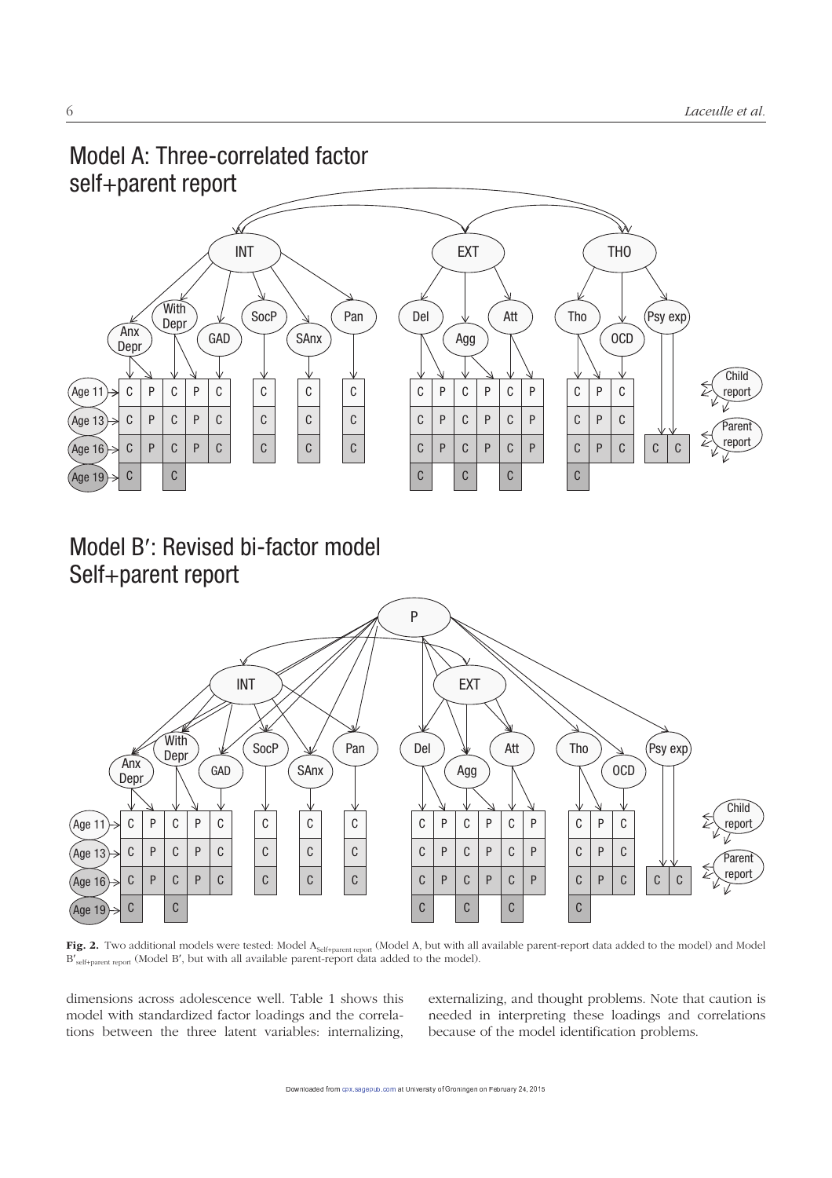**Fig. 2.** Two additional models were tested: Model $A_{Self+parent\ report}$ (Model A, but with all available parent-report data added to the model) and Model $B'_{self+parent\ report}$ (Model B′, but with all available parent-report data added to the model).

dimensions across adolescence well. Table 1 shows this model with standardized factor loadings and the correlations between the three latent variables: internalizing, externalizing, and thought problems. Note that caution is needed in interpreting these loadings and correlations because of the model identification problems.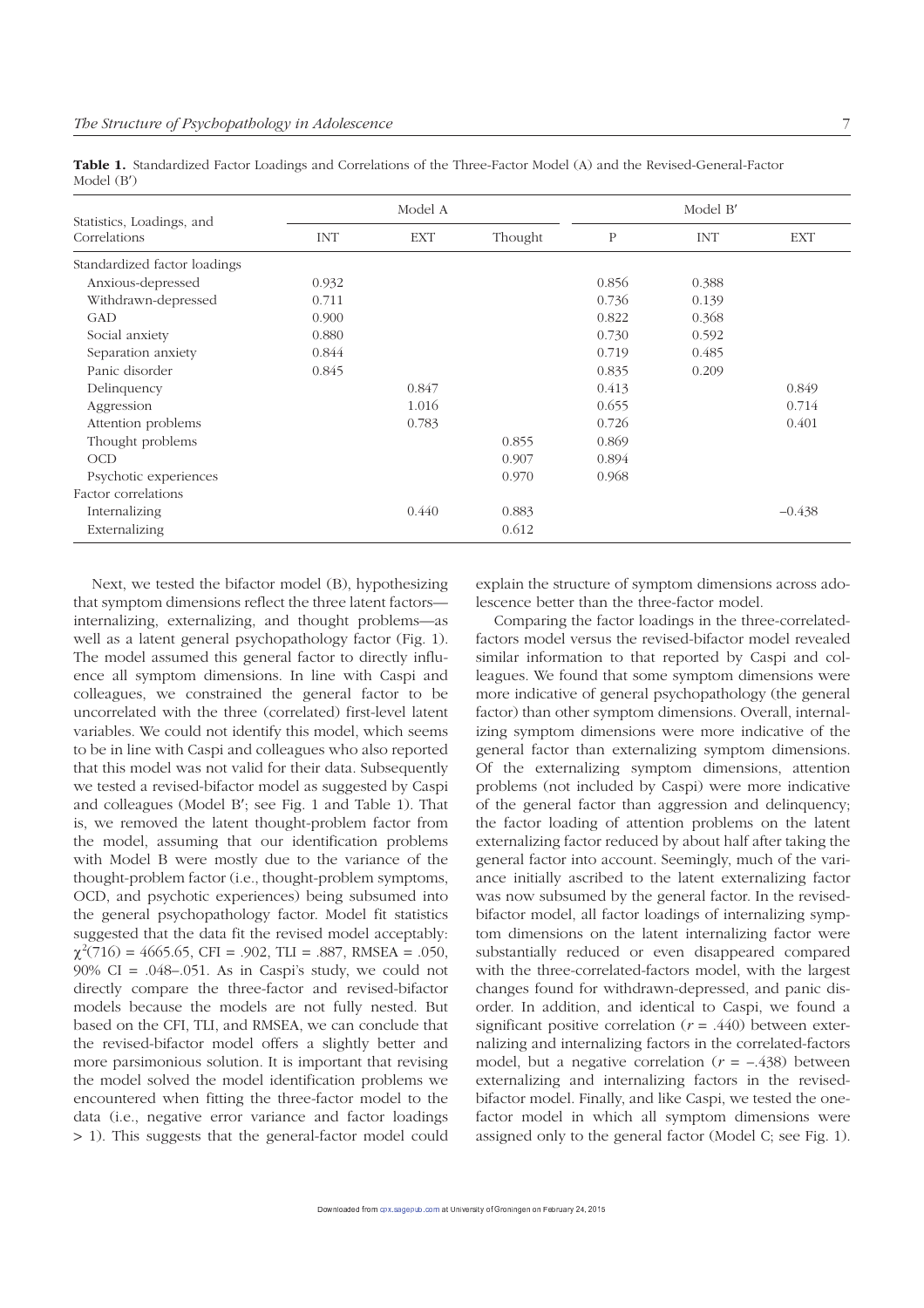**Table 1.** Standardized Factor Loadings and Correlations of the Three-Factor Model (A) and the Revised-General-Factor Model (B′)

| Statistics, Loadings, and Correlations | Model A | | | Model B′ | | |
|---|---|---|---|---|---|---|
| | INT | EXT | Thought | P | INT | EXT |
| Standardized factor loadings | | | | | | |
| Anxious-depressed | 0.932 | | | 0.856 | 0.388 | |
| Withdrawn-depressed | 0.711 | | | 0.736 | 0.139 | |
| GAD | 0.900 | | | 0.822 | 0.368 | |
| Social anxiety | 0.880 | | | 0.730 | 0.592 | |
| Separation anxiety | 0.844 | | | 0.719 | 0.485 | |
| Panic disorder | 0.845 | | | 0.835 | 0.209 | |
| Delinquency | | 0.847 | | 0.413 | | 0.849 |
| Aggression | | 1.016 | | 0.655 | | 0.714 |
| Attention problems | | 0.783 | | 0.726 | | 0.401 |
| Thought problems | | | 0.855 | 0.869 | | |
| OCD | | | 0.907 | 0.894 | | |
| Psychotic experiences | | | 0.970 | 0.968 | | |
| Factor correlations | | | | | | |
| Internalizing | | 0.440 | 0.883 | | | −0.438 |
| Externalizing | | | 0.612 | | | |

Next, we tested the bifactor model (B), hypothesizing that symptom dimensions reflect the three latent factors—internalizing, externalizing, and thought problems—as well as a latent general psychopathology factor (Fig. 1). The model assumed this general factor to directly influence all symptom dimensions. In line with Caspi and colleagues, we constrained the general factor to be uncorrelated with the three (correlated) first-level latent variables. We could not identify this model, which seems to be in line with Caspi and colleagues who also reported that this model was not valid for their data. Subsequently we tested a revised-bifactor model as suggested by Caspi and colleagues (Model B′; see Fig. 1 and Table 1). That is, we removed the latent thought-problem factor from the model, assuming that our identification problems with Model B were mostly due to the variance of the thought-problem factor (i.e., thought-problem symptoms, OCD, and psychotic experiences) being subsumed into the general psychopathology factor. Model fit statistics suggested that the data fit the revised model acceptably: $\chi^2(716) = 4665.65$, CFI = .902, TLI = .887, RMSEA = .050, 90% CI = .048–.051. As in Caspi's study, we could not directly compare the three-factor and revised-bifactor models because the models are not fully nested. But based on the CFI, TLI, and RMSEA, we can conclude that the revised-bifactor model offers a slightly better and more parsimonious solution. It is important that revising the model solved the model identification problems we encountered when fitting the three-factor model to the data (i.e., negative error variance and factor loadings > 1). This suggests that the general-factor model could explain the structure of symptom dimensions across adolescence better than the three-factor model.

Comparing the factor loadings in the three-correlated-factors model versus the revised-bifactor model revealed similar information to that reported by Caspi and colleagues. We found that some symptom dimensions were more indicative of general psychopathology (the general factor) than other symptom dimensions. Overall, internalizing symptom dimensions were more indicative of the general factor than externalizing symptom dimensions. Of the externalizing symptom dimensions, attention problems (not included by Caspi) were more indicative of the general factor than aggression and delinquency; the factor loading of attention problems on the latent externalizing factor reduced by about half after taking the general factor into account. Seemingly, much of the variance initially ascribed to the latent externalizing factor was now subsumed by the general factor. In the revised-bifactor model, all factor loadings of internalizing symptom dimensions on the latent internalizing factor were substantially reduced or even disappeared compared with the three-correlated-factors model, with the largest changes found for withdrawn-depressed, and panic disorder. In addition, and identical to Caspi, we found a significant positive correlation ($r$ = .440) between externalizing and internalizing factors in the correlated-factors model, but a negative correlation ($r$ = −.438) between externalizing and internalizing factors in the revised-bifactor model. Finally, and like Caspi, we tested the one-factor model in which all symptom dimensions were assigned only to the general factor (Model C; see Fig. 1).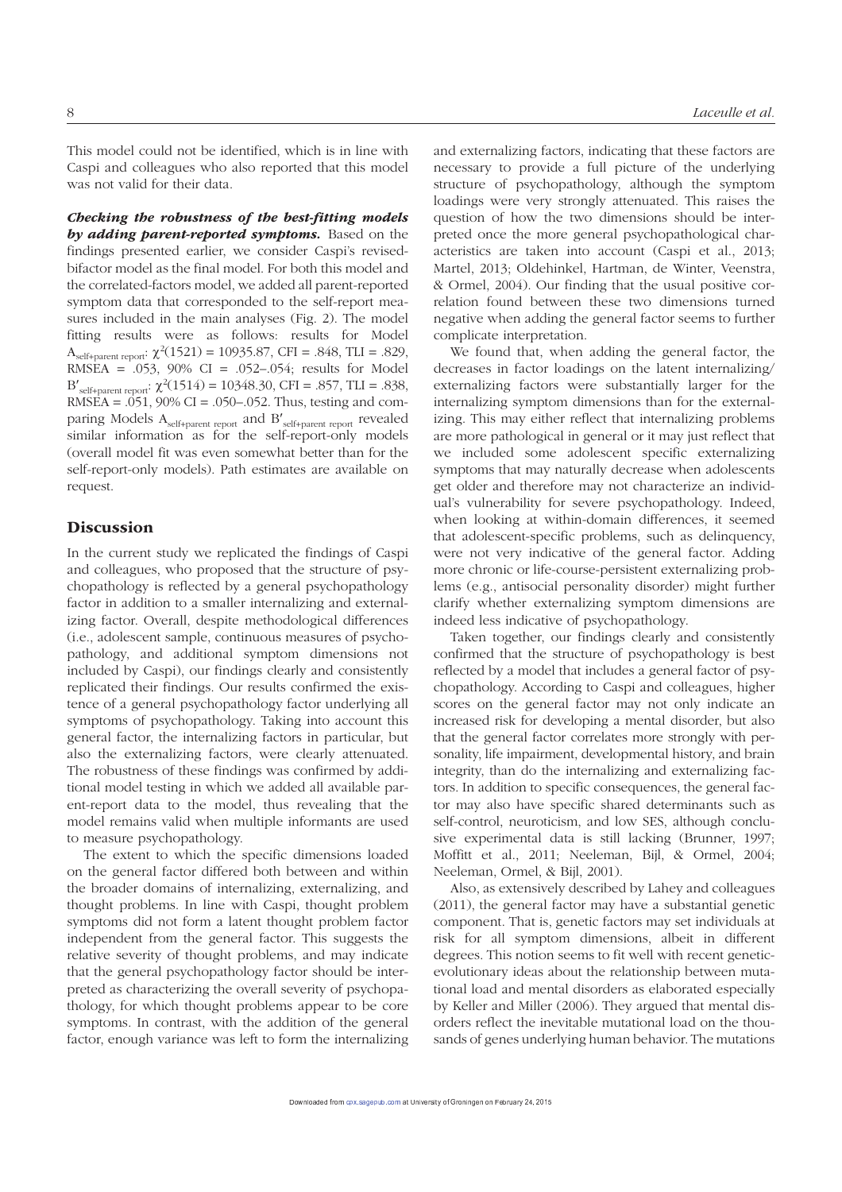This model could not be identified, which is in line with Caspi and colleagues who also reported that this model was not valid for their data.

***Checking the robustness of the best-fitting models by adding parent-reported symptoms.*** Based on the findings presented earlier, we consider Caspi's revised-bifactor model as the final model. For both this model and the correlated-factors model, we added all parent-reported symptom data that corresponded to the self-report measures included in the main analyses (Fig. 2). The model fitting results were as follows: results for Model $A_{self+parent\ report}$: $\chi^2(1521) = 10935.87$, CFI = .848, TLI = .829, RMSEA = .053, 90% CI = .052–.054; results for Model $B'_{self+parent\ report}$: $\chi^2(1514) = 10348.30$, CFI = .857, TLI = .838, RMSEA = .051, 90% CI = .050–.052. Thus, testing and comparing Models $A_{self+parent\ report}$ and $B'_{self+parent\ report}$ revealed similar information as for the self-report-only models (overall model fit was even somewhat better than for the self-report-only models). Path estimates are available on request.

## Discussion

In the current study we replicated the findings of Caspi and colleagues, who proposed that the structure of psychopathology is reflected by a general psychopathology factor in addition to a smaller internalizing and externalizing factor. Overall, despite methodological differences (i.e., adolescent sample, continuous measures of psychopathology, and additional symptom dimensions not included by Caspi), our findings clearly and consistently replicated their findings. Our results confirmed the existence of a general psychopathology factor underlying all symptoms of psychopathology. Taking into account this general factor, the internalizing factors in particular, but also the externalizing factors, were clearly attenuated. The robustness of these findings was confirmed by additional model testing in which we added all available parent-report data to the model, thus revealing that the model remains valid when multiple informants are used to measure psychopathology.

The extent to which the specific dimensions loaded on the general factor differed both between and within the broader domains of internalizing, externalizing, and thought problems. In line with Caspi, thought problem symptoms did not form a latent thought problem factor independent from the general factor. This suggests the relative severity of thought problems, and may indicate that the general psychopathology factor should be interpreted as characterizing the overall severity of psychopathology, for which thought problems appear to be core symptoms. In contrast, with the addition of the general factor, enough variance was left to form the internalizing and externalizing factors, indicating that these factors are necessary to provide a full picture of the underlying structure of psychopathology, although the symptom loadings were very strongly attenuated. This raises the question of how the two dimensions should be interpreted once the more general psychopathological characteristics are taken into account (Caspi et al., 2013; Martel, 2013; Oldehinkel, Hartman, de Winter, Veenstra, & Ormel, 2004). Our finding that the usual positive correlation found between these two dimensions turned negative when adding the general factor seems to further complicate interpretation.

We found that, when adding the general factor, the decreases in factor loadings on the latent internalizing/externalizing factors were substantially larger for the internalizing symptom dimensions than for the externalizing. This may either reflect that internalizing problems are more pathological in general or it may just reflect that we included some adolescent specific externalizing symptoms that may naturally decrease when adolescents get older and therefore may not characterize an individual's vulnerability for severe psychopathology. Indeed, when looking at within-domain differences, it seemed that adolescent-specific problems, such as delinquency, were not very indicative of the general factor. Adding more chronic or life-course-persistent externalizing problems (e.g., antisocial personality disorder) might further clarify whether externalizing symptom dimensions are indeed less indicative of psychopathology.

Taken together, our findings clearly and consistently confirmed that the structure of psychopathology is best reflected by a model that includes a general factor of psychopathology. According to Caspi and colleagues, higher scores on the general factor may not only indicate an increased risk for developing a mental disorder, but also that the general factor correlates more strongly with personality, life impairment, developmental history, and brain integrity, than do the internalizing and externalizing factors. In addition to specific consequences, the general factor may also have specific shared determinants such as self-control, neuroticism, and low SES, although conclusive experimental data is still lacking (Brunner, 1997; Moffitt et al., 2011; Neeleman, Bijl, & Ormel, 2004; Neeleman, Ormel, & Bijl, 2001).

Also, as extensively described by Lahey and colleagues (2011), the general factor may have a substantial genetic component. That is, genetic factors may set individuals at risk for all symptom dimensions, albeit in different degrees. This notion seems to fit well with recent genetic-evolutionary ideas about the relationship between mutational load and mental disorders as elaborated especially by Keller and Miller (2006). They argued that mental disorders reflect the inevitable mutational load on the thousands of genes underlying human behavior. The mutations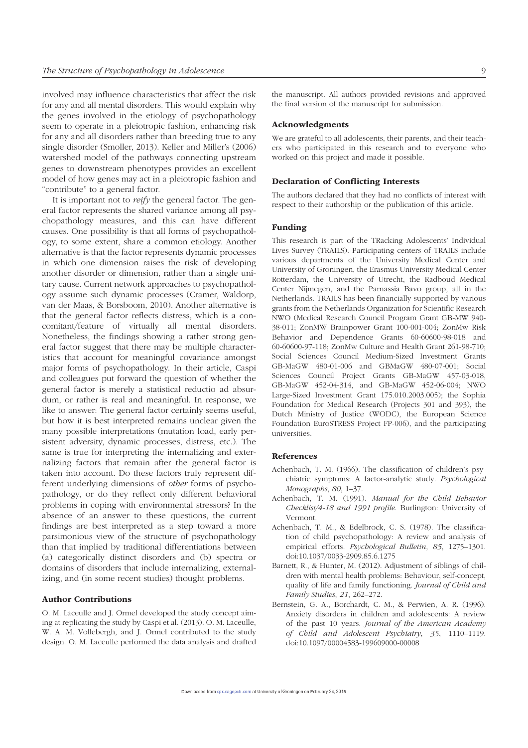involved may influence characteristics that affect the risk for any and all mental disorders. This would explain why the genes involved in the etiology of psychopathology seem to operate in a pleiotropic fashion, enhancing risk for any and all disorders rather than breeding true to any single disorder (Smoller, 2013). Keller and Miller's (2006) watershed model of the pathways connecting upstream genes to downstream phenotypes provides an excellent model of how genes may act in a pleiotropic fashion and "contribute" to a general factor.

It is important not to *reify* the general factor. The general factor represents the shared variance among all psychopathology measures, and this can have different causes. One possibility is that all forms of psychopathology, to some extent, share a common etiology. Another alternative is that the factor represents dynamic processes in which one dimension raises the risk of developing another disorder or dimension, rather than a single unitary cause. Current network approaches to psychopathology assume such dynamic processes (Cramer, Waldorp, van der Maas, & Borsboom, 2010). Another alternative is that the general factor reflects distress, which is a concomitant/feature of virtually all mental disorders. Nonetheless, the findings showing a rather strong general factor suggest that there may be multiple characteristics that account for meaningful covariance amongst major forms of psychopathology. In their article, Caspi and colleagues put forward the question of whether the general factor is merely a statistical reductio ad absurdum, or rather is real and meaningful. In response, we like to answer: The general factor certainly seems useful, but how it is best interpreted remains unclear given the many possible interpretations (mutation load, early persistent adversity, dynamic processes, distress, etc.). The same is true for interpreting the internalizing and externalizing factors that remain after the general factor is taken into account. Do these factors truly represent different underlying dimensions of *other* forms of psychopathology, or do they reflect only different behavioral problems in coping with environmental stressors? In the absence of an answer to these questions, the current findings are best interpreted as a step toward a more parsimonious view of the structure of psychopathology than that implied by traditional differentiations between (a) categorically distinct disorders and (b) spectra or domains of disorders that include internalizing, externalizing, and (in some recent studies) thought problems.

## Author Contributions

O. M. Laceulle and J. Ormel developed the study concept aiming at replicating the study by Caspi et al. (2013). O. M. Laceulle, W. A. M. Vollebergh, and J. Ormel contributed to the study design. O. M. Laceulle performed the data analysis and drafted the manuscript. All authors provided revisions and approved the final version of the manuscript for submission.

## Acknowledgments

We are grateful to all adolescents, their parents, and their teachers who participated in this research and to everyone who worked on this project and made it possible.

## Declaration of Conflicting Interests

The authors declared that they had no conflicts of interest with respect to their authorship or the publication of this article.

## Funding

This research is part of the TRacking Adolescents' Individual Lives Survey (TRAILS). Participating centers of TRAILS include various departments of the University Medical Center and University of Groningen, the Erasmus University Medical Center Rotterdam, the University of Utrecht, the Radboud Medical Center Nijmegen, and the Parnassia Bavo group, all in the Netherlands. TRAILS has been financially supported by various grants from the Netherlands Organization for Scientific Research NWO (Medical Research Council Program Grant GB-MW 940-38-011; ZonMW Brainpower Grant 100-001-004; ZonMw Risk Behavior and Dependence Grants 60-60600-98-018 and 60-60600-97-118; ZonMw Culture and Health Grant 261-98-710; Social Sciences Council Medium-Sized Investment Grants GB-MaGW 480-01-006 and GBMaGW 480-07-001; Social Sciences Council Project Grants GB-MaGW 457-03-018, GB-MaGW 452-04-314, and GB-MaGW 452-06-004; NWO Large-Sized Investment Grant 175.010.2003.005); the Sophia Foundation for Medical Research (Projects 301 and 393), the Dutch Ministry of Justice (WODC), the European Science Foundation EuroSTRESS Project FP-006), and the participating universities.

## References

Achenbach, T. M. (1966). The classification of children's psychiatric symptoms: A factor-analytic study. *Psychological Monographs*, *80*, 1–37.

Achenbach, T. M. (1991). *Manual for the Child Behavior Checklist/4-18 and 1991 profile*. Burlington: University of Vermont.

Achenbach, T. M., & Edelbrock, C. S. (1978). The classification of child psychopathology: A review and analysis of empirical efforts. *Psychological Bulletin*, *85*, 1275–1301. doi:10.1037/0033-2909.85.6.1275

Barnett, R., & Hunter, M. (2012). Adjustment of siblings of children with mental health problems: Behaviour, self-concept, quality of life and family functioning. *Journal of Child and Family Studies*, *21*, 262–272.

Bernstein, G. A., Borchardt, C. M., & Perwien, A. R. (1996). Anxiety disorders in children and adolescents: A review of the past 10 years. *Journal of the American Academy of Child and Adolescent Psychiatry*, *35*, 1110–1119. doi:10.1097/00004583-199609000-00008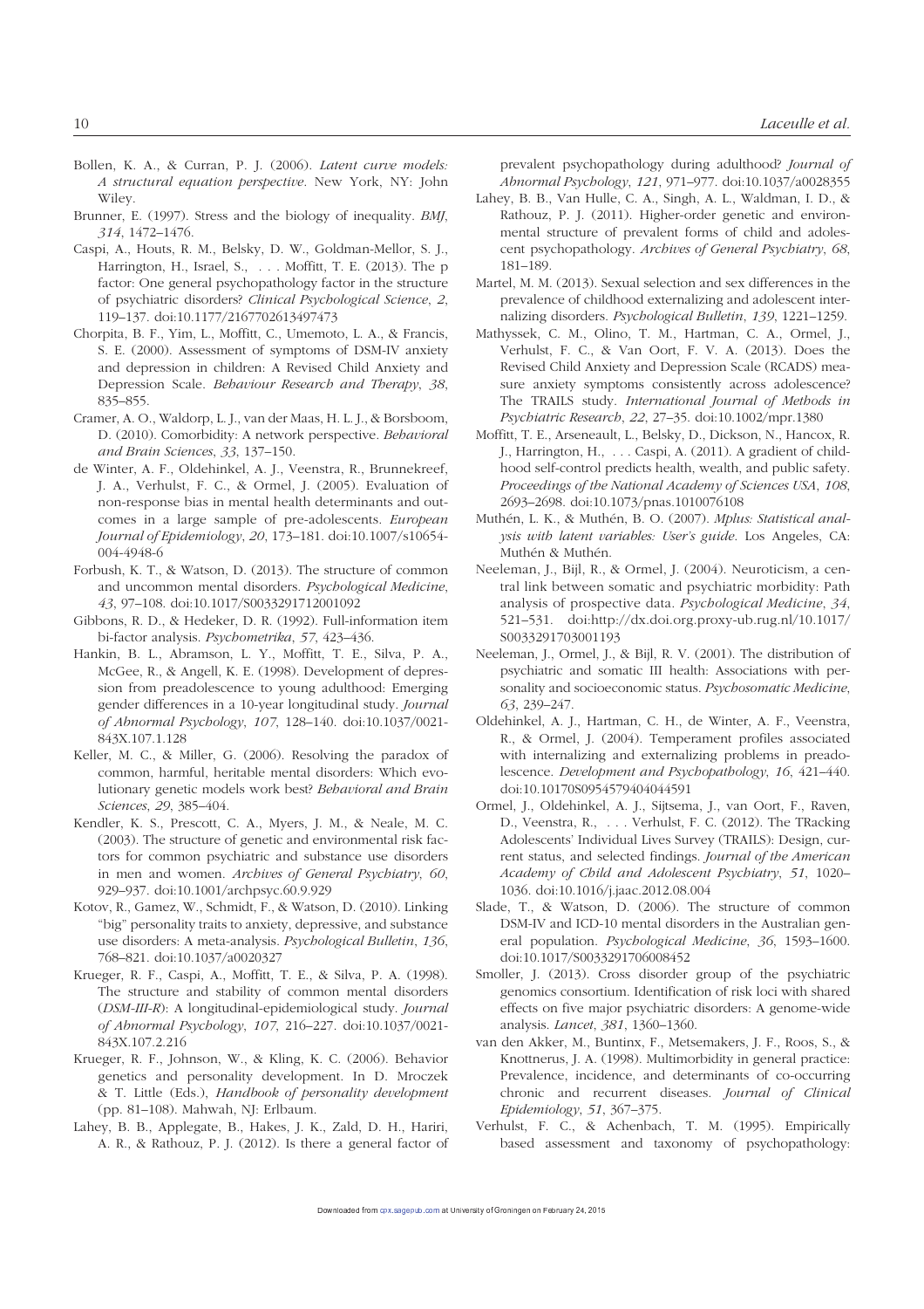Bollen, K. A., & Curran, P. J. (2006). *Latent curve models: A structural equation perspective*. New York, NY: John Wiley.

Brunner, E. (1997). Stress and the biology of inequality. *BMJ*, *314*, 1472–1476.

Caspi, A., Houts, R. M., Belsky, D. W., Goldman-Mellor, S. J., Harrington, H., Israel, S., . . . Moffitt, T. E. (2013). The p factor: One general psychopathology factor in the structure of psychiatric disorders? *Clinical Psychological Science*, *2*, 119–137. doi:10.1177/2167702613497473

Chorpita, B. F., Yim, L., Moffitt, C., Umemoto, L. A., & Francis, S. E. (2000). Assessment of symptoms of DSM-IV anxiety and depression in children: A Revised Child Anxiety and Depression Scale. *Behaviour Research and Therapy*, *38*, 835–855.

Cramer, A. O., Waldorp, L. J., van der Maas, H. L. J., & Borsboom, D. (2010). Comorbidity: A network perspective. *Behavioral and Brain Sciences*, *33*, 137–150.

de Winter, A. F., Oldehinkel, A. J., Veenstra, R., Brunnekreef, J. A., Verhulst, F. C., & Ormel, J. (2005). Evaluation of non-response bias in mental health determinants and outcomes in a large sample of pre-adolescents. *European Journal of Epidemiology*, *20*, 173–181. doi:10.1007/s10654-004-4948-6

Forbush, K. T., & Watson, D. (2013). The structure of common and uncommon mental disorders. *Psychological Medicine*, *43*, 97–108. doi:10.1017/S0033291712001092

Gibbons, R. D., & Hedeker, D. R. (1992). Full-information item bi-factor analysis. *Psychometrika*, *57*, 423–436.

Hankin, B. L., Abramson, L. Y., Moffitt, T. E., Silva, P. A., McGee, R., & Angell, K. E. (1998). Development of depression from preadolescence to young adulthood: Emerging gender differences in a 10-year longitudinal study. *Journal of Abnormal Psychology*, *107*, 128–140. doi:10.1037/0021-843X.107.1.128

Keller, M. C., & Miller, G. (2006). Resolving the paradox of common, harmful, heritable mental disorders: Which evolutionary genetic models work best? *Behavioral and Brain Sciences*, *29*, 385–404.

Kendler, K. S., Prescott, C. A., Myers, J. M., & Neale, M. C. (2003). The structure of genetic and environmental risk factors for common psychiatric and substance use disorders in men and women. *Archives of General Psychiatry*, *60*, 929–937. doi:10.1001/archpsyc.60.9.929

Kotov, R., Gamez, W., Schmidt, F., & Watson, D. (2010). Linking "big" personality traits to anxiety, depressive, and substance use disorders: A meta-analysis. *Psychological Bulletin*, *136*, 768–821. doi:10.1037/a0020327

Krueger, R. F., Caspi, A., Moffitt, T. E., & Silva, P. A. (1998). The structure and stability of common mental disorders (*DSM-III-R*): A longitudinal-epidemiological study. *Journal of Abnormal Psychology*, *107*, 216–227. doi:10.1037/0021-843X.107.2.216

Krueger, R. F., Johnson, W., & Kling, K. C. (2006). Behavior genetics and personality development. In D. Mroczek & T. Little (Eds.), *Handbook of personality development* (pp. 81–108). Mahwah, NJ: Erlbaum.

Lahey, B. B., Applegate, B., Hakes, J. K., Zald, D. H., Hariri, A. R., & Rathouz, P. J. (2012). Is there a general factor of prevalent psychopathology during adulthood? *Journal of Abnormal Psychology*, *121*, 971–977. doi:10.1037/a0028355

Lahey, B. B., Van Hulle, C. A., Singh, A. L., Waldman, I. D., & Rathouz, P. J. (2011). Higher-order genetic and environmental structure of prevalent forms of child and adolescent psychopathology. *Archives of General Psychiatry*, *68*, 181–189.

Martel, M. M. (2013). Sexual selection and sex differences in the prevalence of childhood externalizing and adolescent internalizing disorders. *Psychological Bulletin*, *139*, 1221–1259.

Mathyssek, C. M., Olino, T. M., Hartman, C. A., Ormel, J., Verhulst, F. C., & Van Oort, F. V. A. (2013). Does the Revised Child Anxiety and Depression Scale (RCADS) measure anxiety symptoms consistently across adolescence? The TRAILS study. *International Journal of Methods in Psychiatric Research*, *22*, 27–35. doi:10.1002/mpr.1380

Moffitt, T. E., Arseneault, L., Belsky, D., Dickson, N., Hancox, R. J., Harrington, H., . . . Caspi, A. (2011). A gradient of childhood self-control predicts health, wealth, and public safety. *Proceedings of the National Academy of Sciences USA*, *108*, 2693–2698. doi:10.1073/pnas.1010076108

Muthén, L. K., & Muthén, B. O. (2007). *Mplus: Statistical analysis with latent variables: User's guide*. Los Angeles, CA: Muthén & Muthén.

Neeleman, J., Bijl, R., & Ormel, J. (2004). Neuroticism, a central link between somatic and psychiatric morbidity: Path analysis of prospective data. *Psychological Medicine*, *34*, 521–531. doi:http://dx.doi.org.proxy-ub.rug.nl/10.1017/S0033291703001193

Neeleman, J., Ormel, J., & Bijl, R. V. (2001). The distribution of psychiatric and somatic Ill health: Associations with personality and socioeconomic status. *Psychosomatic Medicine*, *63*, 239–247.

Oldehinkel, A. J., Hartman, C. H., de Winter, A. F., Veenstra, R., & Ormel, J. (2004). Temperament profiles associated with internalizing and externalizing problems in preadolescence. *Development and Psychopathology*, *16*, 421–440. doi:10.10170S0954579404044591

Ormel, J., Oldehinkel, A. J., Sijtsema, J., van Oort, F., Raven, D., Veenstra, R., . . . Verhulst, F. C. (2012). The TRacking Adolescents' Individual Lives Survey (TRAILS): Design, current status, and selected findings. *Journal of the American Academy of Child and Adolescent Psychiatry*, *51*, 1020–1036. doi:10.1016/j.jaac.2012.08.004

Slade, T., & Watson, D. (2006). The structure of common DSM-IV and ICD-10 mental disorders in the Australian general population. *Psychological Medicine*, *36*, 1593–1600. doi:10.1017/S0033291706008452

Smoller, J. (2013). Cross disorder group of the psychiatric genomics consortium. Identification of risk loci with shared effects on five major psychiatric disorders: A genome-wide analysis. *Lancet*, *381*, 1360–1360.

van den Akker, M., Buntinx, F., Metsemakers, J. F., Roos, S., & Knottnerus, J. A. (1998). Multimorbidity in general practice: Prevalence, incidence, and determinants of co-occurring chronic and recurrent diseases. *Journal of Clinical Epidemiology*, *51*, 367–375.

Verhulst, F. C., & Achenbach, T. M. (1995). Empirically based assessment and taxonomy of psychopathology: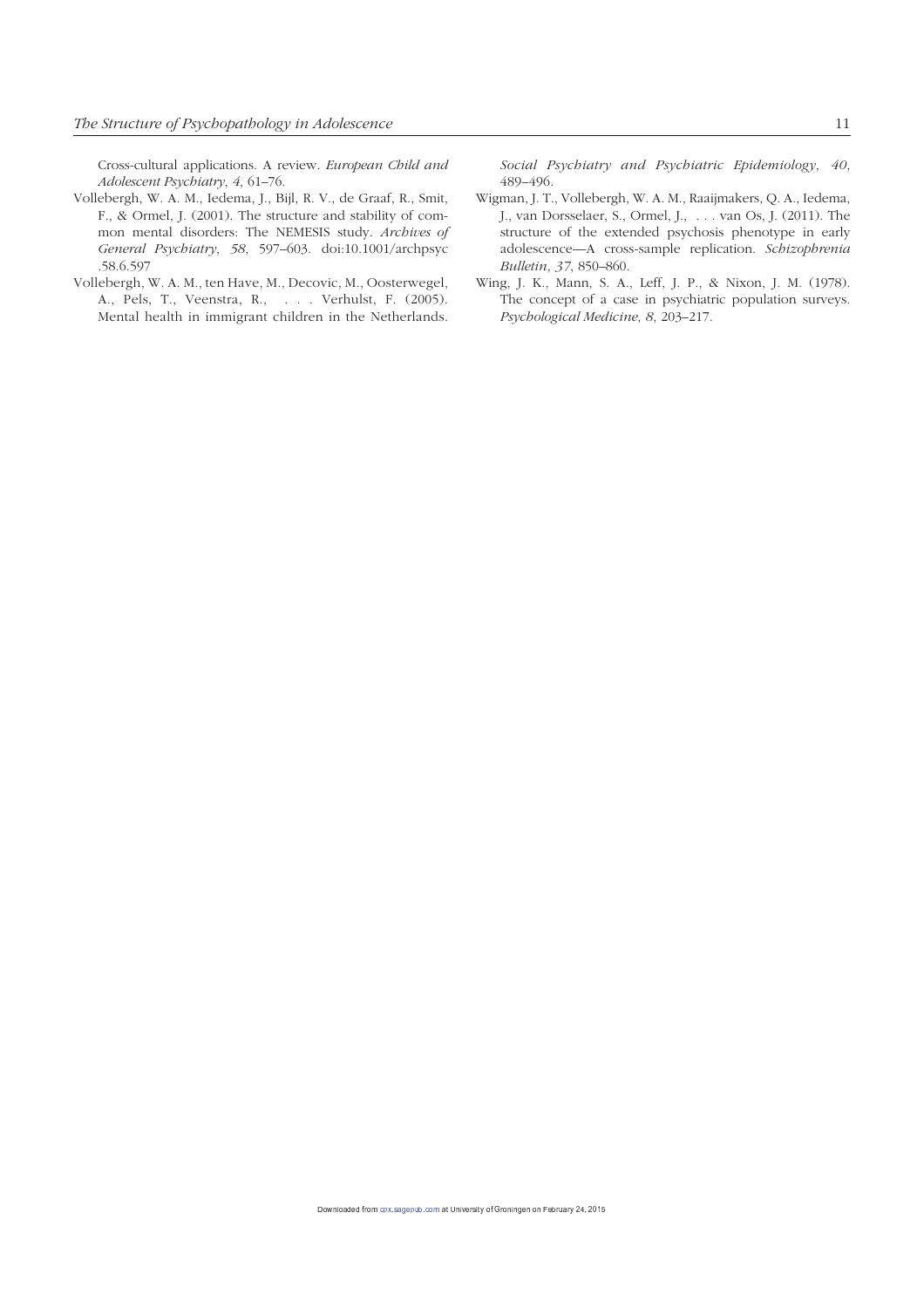Cross-cultural applications. A review. *European Child and Adolescent Psychiatry*, *4*, 61–76.

Vollebergh, W. A. M., Iedema, J., Bijl, R. V., de Graaf, R., Smit, F., & Ormel, J. (2001). The structure and stability of common mental disorders: The NEMESIS study. *Archives of General Psychiatry*, *58*, 597–603. doi:10.1001/archpsyc.58.6.597

Vollebergh, W. A. M., ten Have, M., Decovic, M., Oosterwegel, A., Pels, T., Veenstra, R., . . . Verhulst, F. (2005). Mental health in immigrant children in the Netherlands. *Social Psychiatry and Psychiatric Epidemiology*, *40*, 489–496.

Wigman, J. T., Vollebergh, W. A. M., Raaijmakers, Q. A., Iedema, J., van Dorsselaer, S., Ormel, J., . . . van Os, J. (2011). The structure of the extended psychosis phenotype in early adolescence—A cross-sample replication. *Schizophrenia Bulletin*, *37*, 850–860.

Wing, J. K., Mann, S. A., Leff, J. P., & Nixon, J. M. (1978). The concept of a case in psychiatric population surveys. *Psychological Medicine*, *8*, 203–217.